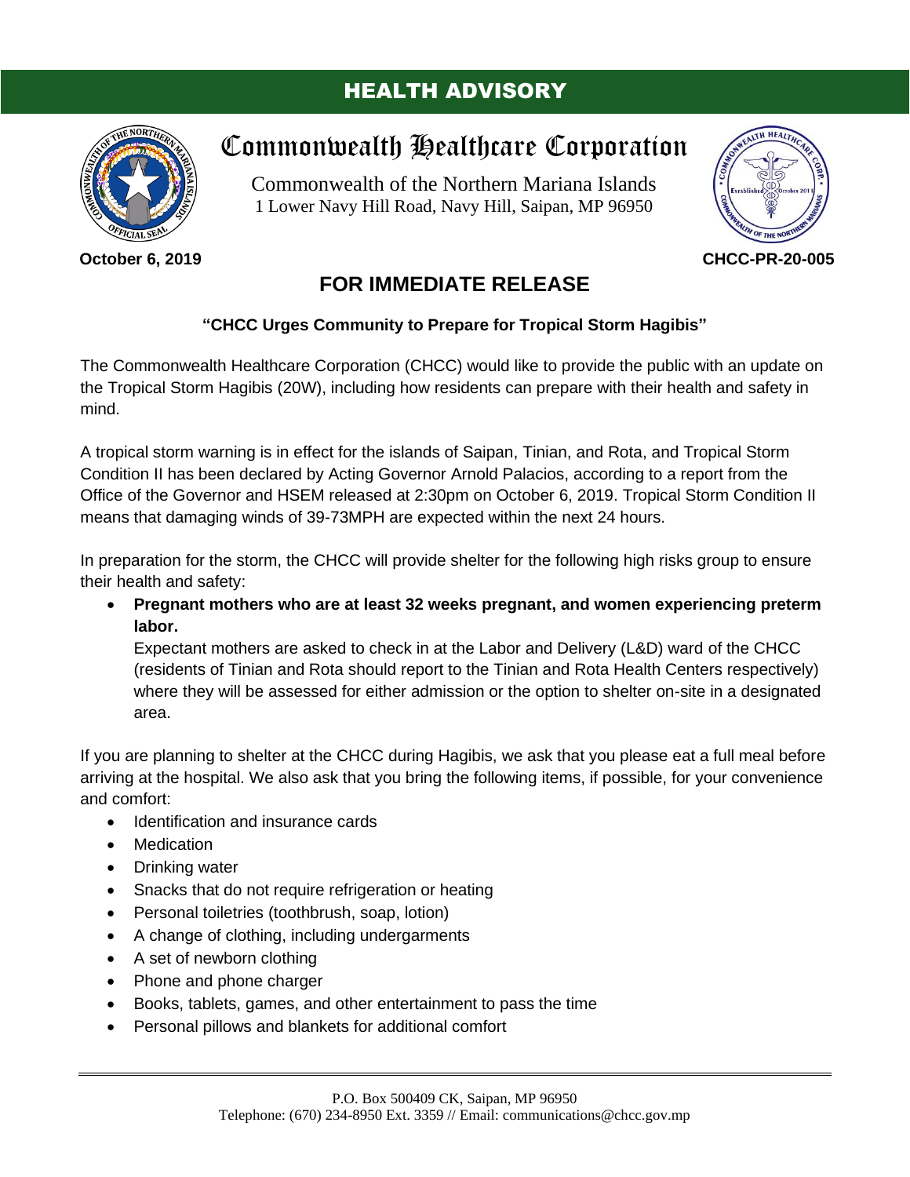# HEALTH ADVISORY

## Commonwealth Healthcare Corporation

Commonwealth of the Northern Mariana Islands
1 Lower Navy Hill Road, Navy Hill, Saipan, MP 96950

**October 6, 2019** **CHCC-PR-20-005**

## FOR IMMEDIATE RELEASE

**"CHCC Urges Community to Prepare for Tropical Storm Hagibis"**

The Commonwealth Healthcare Corporation (CHCC) would like to provide the public with an update on the Tropical Storm Hagibis (20W), including how residents can prepare with their health and safety in mind.

A tropical storm warning is in effect for the islands of Saipan, Tinian, and Rota, and Tropical Storm Condition II has been declared by Acting Governor Arnold Palacios, according to a report from the Office of the Governor and HSEM released at 2:30pm on October 6, 2019. Tropical Storm Condition II means that damaging winds of 39-73MPH are expected within the next 24 hours.

In preparation for the storm, the CHCC will provide shelter for the following high risks group to ensure their health and safety:

- **Pregnant mothers who are at least 32 weeks pregnant, and women experiencing preterm labor.**
  Expectant mothers are asked to check in at the Labor and Delivery (L&D) ward of the CHCC (residents of Tinian and Rota should report to the Tinian and Rota Health Centers respectively) where they will be assessed for either admission or the option to shelter on-site in a designated area.

If you are planning to shelter at the CHCC during Hagibis, we ask that you please eat a full meal before arriving at the hospital. We also ask that you bring the following items, if possible, for your convenience and comfort:

- Identification and insurance cards
- Medication
- Drinking water
- Snacks that do not require refrigeration or heating
- Personal toiletries (toothbrush, soap, lotion)
- A change of clothing, including undergarments
- A set of newborn clothing
- Phone and phone charger
- Books, tablets, games, and other entertainment to pass the time
- Personal pillows and blankets for additional comfort

P.O. Box 500409 CK, Saipan, MP 96950
Telephone: (670) 234-8950 Ext. 3359 // Email: communications@chcc.gov.mp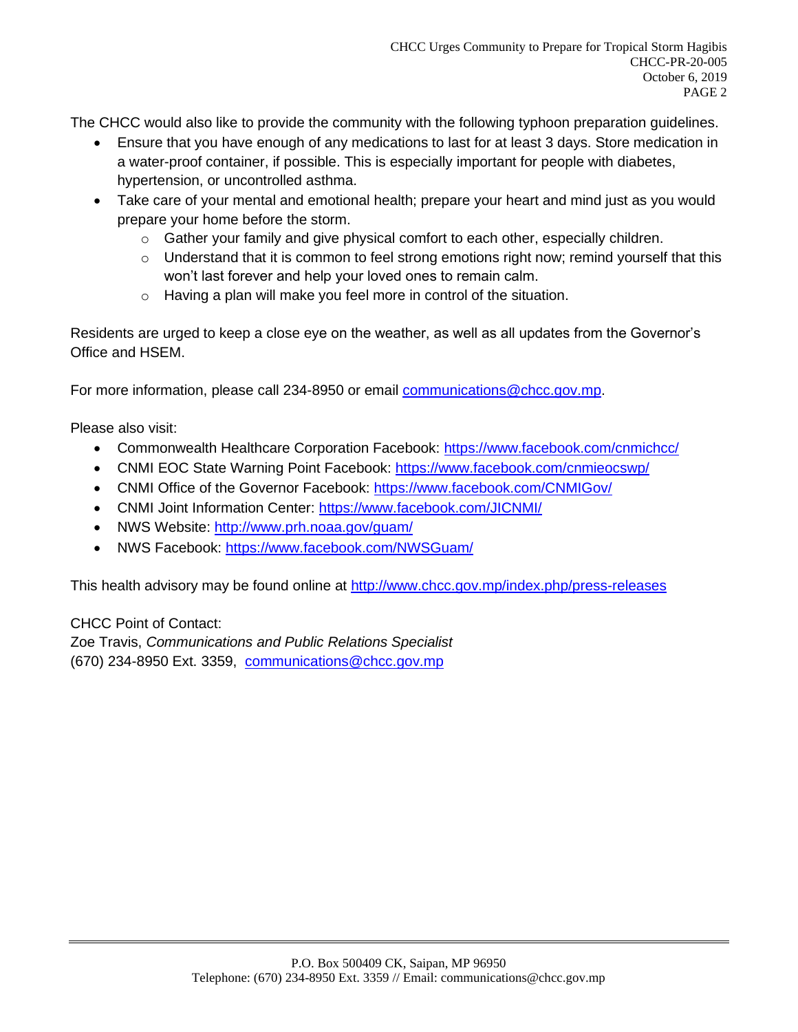The CHCC would also like to provide the community with the following typhoon preparation guidelines.

- Ensure that you have enough of any medications to last for at least 3 days. Store medication in a water-proof container, if possible. This is especially important for people with diabetes, hypertension, or uncontrolled asthma.
- Take care of your mental and emotional health; prepare your heart and mind just as you would prepare your home before the storm.
    - Gather your family and give physical comfort to each other, especially children.
    - Understand that it is common to feel strong emotions right now; remind yourself that this won't last forever and help your loved ones to remain calm.
    - Having a plan will make you feel more in control of the situation.

Residents are urged to keep a close eye on the weather, as well as all updates from the Governor's Office and HSEM.

For more information, please call 234-8950 or email communications@chcc.gov.mp.

Please also visit:

- Commonwealth Healthcare Corporation Facebook: https://www.facebook.com/cnmichcc/
- CNMI EOC State Warning Point Facebook: https://www.facebook.com/cnmieocswp/
- CNMI Office of the Governor Facebook: https://www.facebook.com/CNMIGov/
- CNMI Joint Information Center: https://www.facebook.com/JICNMI/
- NWS Website: http://www.prh.noaa.gov/guam/
- NWS Facebook: https://www.facebook.com/NWSGuam/

This health advisory may be found online at http://www.chcc.gov.mp/index.php/press-releases

CHCC Point of Contact:
Zoe Travis, *Communications and Public Relations Specialist*
(670) 234-8950 Ext. 3359, communications@chcc.gov.mp

P.O. Box 500409 CK, Saipan, MP 96950
Telephone: (670) 234-8950 Ext. 3359 // Email: communications@chcc.gov.mp